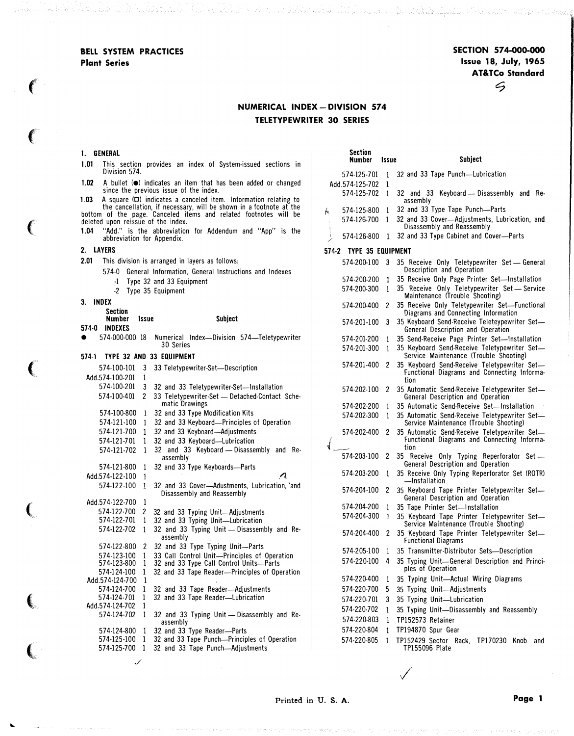BELL SYSTEM PRACTICES
Plant Series

SECTION 574-000-000
Issue 18, July, 1965
AT&TCo Standard

# NUMERICAL INDEX — DIVISION 574
# TELETYPEWRITER 30 SERIES

## 1. GENERAL

**1.01** This section provides an index of System-issued sections in Division 574.

**1.02** A bullet (●) indicates an item that has been added or changed since the previous issue of the index.

**1.03** A square (□) indicates a canceled item. Information relating to the cancellation, if necessary, will be shown in a footnote at the bottom of the page. Canceled items and related footnotes will be deleted upon reissue of the index.

**1.04** "Add." is the abbreviation for Addendum and "App" is the abbreviation for Appendix.

## 2. LAYERS

**2.01** This division is arranged in layers as follows:

- 574-0 General Information, General Instructions and Indexes
- -1 Type 32 and 33 Equipment
- -2 Type 35 Equipment

## 3. INDEX

| | Section Number | Issue | Subject |
|---|---|---|---|
| **574-0 INDEXES** | | | |
| ● | 574-000-000 | 18 | Numerical Index—Division 574—Teletypewriter 30 Series |
| **574-1 TYPE 32 AND 33 EQUIPMENT** | | | |
| | 574-100-101 | 3 | 33 Teletypewriter-Set—Description |
| | Add.574-100-201 | 1 | |
| | 574-100-201 | 3 | 32 and 33 Teletypewriter-Set—Installation |
| | 574-100-401 | 2 | 33 Teletypewriter-Set — Detached-Contact Schematic Drawings |
| | 574-100-800 | 1 | 32 and 33 Type Modification Kits |
| | 574-121-100 | 1 | 32 and 33 Keyboard—Principles of Operation |
| | 574-121-700 | 1 | 32 and 33 Keyboard—Adjustments |
| | 574-121-701 | 1 | 32 and 33 Keyboard—Lubrication |
| | 574-121-702 | 1 | 32 and 33 Keyboard — Disassembly and Reassembly |
| | 574-121-800 | 1 | 32 and 33 Type Keyboards—Parts |
| | Add.574-122-100 | 1 | |
| | 574-122-100 | 1 | 32 and 33 Cover—Adustments, Lubrication, and Disassembly and Reassembly |
| | Add.574-122-700 | 1 | |
| | 574-122-700 | 2 | 32 and 33 Typing Unit—Adjustments |
| | 574-122-701 | 1 | 32 and 33 Typing Unit—Lubrication |
| | 574-122-702 | 1 | 32 and 33 Typing Unit — Disassembly and Reassembly |
| | 574-122-800 | 2 | 32 and 33 Type Typing Unit—Parts |
| | 574-123-100 | 1 | 33 Call Control Unit—Principles of Operation |
| | 574-123-800 | 1 | 32 and 33 Type Call Control Units—Parts |
| | 574-124-100 | 1 | 32 and 33 Tape Reader—Principles of Operation |
| | Add.574-124-700 | 1 | |
| | 574-124-700 | 1 | 32 and 33 Tape Reader—Adjustments |
| | 574-124-701 | 1 | 32 and 33 Tape Reader—Lubrication |
| | Add.574-124-702 | 1 | |
| | 574-124-702 | 1 | 32 and 33 Typing Unit — Disassembly and Reassembly |
| | 574-124-800 | 1 | 32 and 33 Type Reader—Parts |
| | 574-125-100 | 1 | 32 and 33 Tape Punch—Principles of Operation |
| | 574-125-700 | 1 | 32 and 33 Tape Punch—Adjustments |
| | 574-125-701 | 1 | 32 and 33 Tape Punch—Lubrication |
| | Add.574-125-702 | 1 | |
| | 574-125-702 | 1 | 32 and 33 Keyboard — Disassembly and Reassembly |
| | 574-125-800 | 1 | 32 and 33 Type Tape Punch—Parts |
| | 574-126-700 | 1 | 32 and 33 Cover—Adjustments, Lubrication, and Disassembly and Reassembly |
| | 574-126-800 | 1 | 32 and 33 Type Cabinet and Cover—Parts |
| **574-2 TYPE 35 EQUIPMENT** | | | |
| | 574-200-100 | 3 | 35 Receive Only Teletypewriter Set — General Description and Operation |
| | 574-200-200 | 1 | 35 Receive Only Page Printer Set—Installation |
| | 574-200-300 | 1 | 35 Receive Only Teletypewriter Set — Service Maintenance (Trouble Shooting) |
| | 574-200-400 | 2 | 35 Receive Only Teletypewriter Set—Functional Diagrams and Connecting Information |
| | 574-201-100 | 3 | 35 Keyboard Send-Receive Teleteypewriter Set—General Description and Operation |
| | 574-201-200 | 1 | 35 Send-Receive Page Printer Set—Installation |
| | 574-201-300 | 1 | 35 Keyboard Send-Receive Teletypewriter Set—Service Maintenance (Trouble Shooting) |
| | 574-201-400 | 2 | 35 Keyboard Send-Receive Teletypewriter Set—Functional Diagrams and Connecting Information |
| | 574-202-100 | 2 | 35 Automatic Send-Receive Teletypewriter Set—General Description and Operation |
| | 574-202-200 | 1 | 35 Automatic Send-Receive Set—Installation |
| | 574-202-300 | 1 | 35 Automatic Send-Receive Teletypewriter Set—Service Maintenance (Trouble Shooting) |
| | 574-202-400 | 2 | 35 Automatic Send-Receive Teletypewriter Set—Functional Diagrams and Connecting Information |
| | 574-203-100 | 2 | 35 Receive Only Typing Reperforator Set — General Description and Operation |
| | 574-203-200 | 1 | 35 Receive Only Typing Reperforator Set (ROTR) —Installation |
| | 574-204-100 | 2 | 35 Keyboard Tape Printer Teletypewriter Set—General Description and Operation |
| | 574-204-200 | 1 | 35 Tape Printer Set—Installation |
| | 574-204-300 | 1 | 35 Keyboard Tape Printer Teletypewriter Set—Service Maintenance (Trouble Shooting) |
| | 574-204-400 | 2 | 35 Keyboard Tape Printer Teletypewriter Set—Functional Diagrams |
| | 574-205-100 | 1 | 35 Transmitter-Distributor Sets—Description |
| | 574-220-100 | 4 | 35 Typing Unit—General Description and Principles of Operation |
| | 574-220-400 | 1 | 35 Typing Unit—Actual Wiring Diagrams |
| | 574-220-700 | 5 | 35 Typing Unit—Adjustments |
| | 574-220-701 | 3 | 35 Typing Unit—Lubrication |
| | 574-220-702 | 1 | 35 Typing Unit—Disassembly and Reassembly |
| | 574-220-803 | 1 | TP152573 Retainer |
| | 574-220-804 | 1 | TP194870 Spur Gear |
| | 574-220-805 | 1 | TP152429 Sector Rack, TP170230 Knob and TP155096 Plate |

Printed in U. S. A.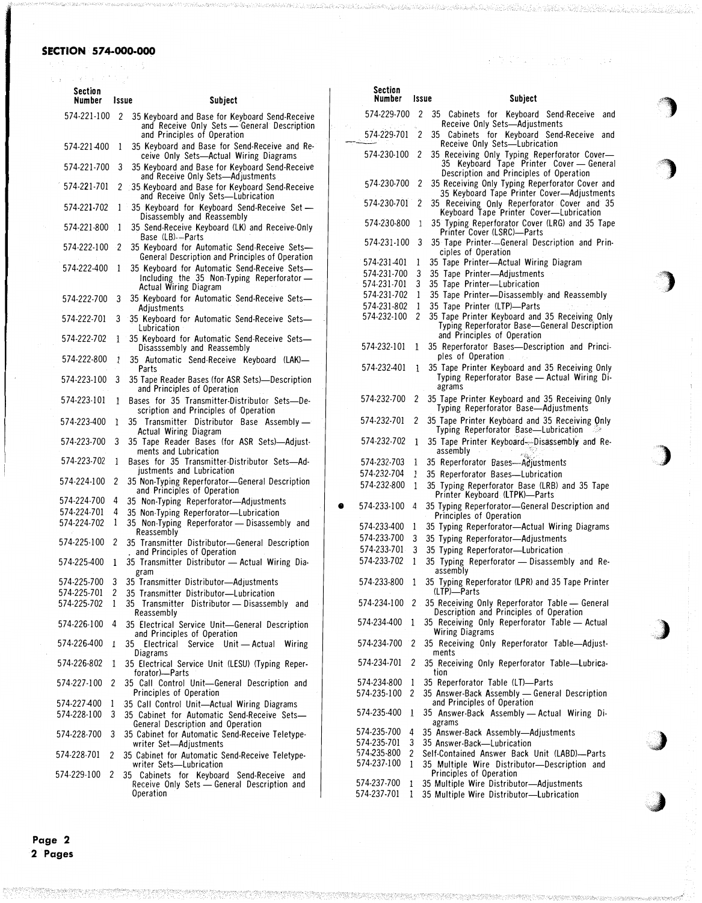## SECTION 574-000-000

| Section Number | Issue | Subject |
|---|---|---|
| 574-221-100 | 2 | 35 Keyboard and Base for Keyboard Send-Receive and Receive Only Sets — General Description and Principles of Operation |
| 574-221-400 | 1 | 35 Keyboard and Base for Send-Receive and Receive Only Sets—Actual Wiring Diagrams |
| 574-221-700 | 3 | 35 Keyboard and Base for Keyboard Send-Receive and Receive Only Sets—Adjustments |
| 574-221-701 | 2 | 35 Keyboard and Base for Keyboard Send-Receive and Receive Only Sets—Lubrication |
| 574-221-702 | 1 | 35 Keyboard for Keyboard Send-Receive Set — Disassembly and Reassembly |
| 574-221-800 | 1 | 35 Send-Receive Keyboard (LK) and Receive-Only Base (LB)—Parts |
| 574-222-100 | 2 | 35 Keyboard for Automatic Send-Receive Sets—General Description and Principles of Operation |
| 574-222-400 | 1 | 35 Keyboard for Automatic Send-Receive Sets—Including the 35 Non-Typing Reperforator — Actual Wiring Diagram |
| 574-222-700 | 3 | 35 Keyboard for Automatic Send-Receive Sets—Adjustments |
| 574-222-701 | 3 | 35 Keyboard for Automatic Send-Receive Sets—Lubrication |
| 574-222-702 | 1 | 35 Keyboard for Automatic Send-Receive Sets—Disassembly and Reassembly |
| 574-222-800 | 1 | 35 Automatic Send-Receive Keyboard (LAK)—Parts |
| 574-223-100 | 3 | 35 Tape Reader Bases (for ASR Sets)—Description and Principles of Operation |
| 574-223-101 | 1 | Bases for 35 Transmitter-Distributor Sets—Description and Principles of Operation |
| 574-223-400 | 1 | 35 Transmitter Distributor Base Assembly — Actual Wiring Diagram |
| 574-223-700 | 3 | 35 Tape Reader Bases (for ASR Sets)—Adjustments and Lubrication |
| 574-223-702 | 1 | Bases for 35 Transmitter-Distributor Sets—Adjustments and Lubrication |
| 574-224-100 | 2 | 35 Non-Typing Reperforator—General Description and Principles of Operation |
| 574-224-700 | 4 | 35 Non-Typing Reperforator—Adjustments |
| 574-224-701 | 4 | 35 Non-Typing Reperforator—Lubrication |
| 574-224-702 | 1 | 35 Non-Typing Reperforator — Disassembly and Reassembly |
| 574-225-100 | 2 | 35 Transmitter Distributor—General Description and Principles of Operation |
| 574-225-400 | 1 | 35 Transmitter Distributor — Actual Wiring Diagram |
| 574-225-700 | 3 | 35 Transmitter Distributor—Adjustments |
| 574-225-701 | 2 | 35 Transmitter Distributor—Lubrication |
| 574-225-702 | 1 | 35 Transmitter Distributor — Disassembly and Reassembly |
| 574-226-100 | 4 | 35 Electrical Service Unit—General Description and Principles of Operation |
| 574-226-400 | 1 | 35 Electrical Service Unit — Actual Wiring Diagrams |
| 574-226-802 | 1 | 35 Electrical Service Unit (LESU) (Typing Reperforator)—Parts |
| 574-227-100 | 2 | 35 Call Control Unit—General Description and Principles of Operation |
| 574-227-400 | 1 | 35 Call Control Unit—Actual Wiring Diagrams |
| 574-228-100 | 3 | 35 Cabinet for Automatic Send-Receive Sets—General Description and Operation |
| 574-228-700 | 3 | 35 Cabinet for Automatic Send-Receive Teletypewriter Set—Adjustments |
| 574-228-701 | 2 | 35 Cabinet for Automatic Send-Receive Teletypewriter Sets—Lubrication |
| 574-229-100 | 2 | 35 Cabinets for Keyboard Send-Receive and Receive Only Sets — General Description and Operation |
| 574-229-700 | 2 | 35 Cabinets for Keyboard Send-Receive and Receive Only Sets—Adjustments |
| 574-229-701 | 2 | 35 Cabinets for Keyboard Send-Receive and Receive Only Sets—Lubrication |
| 574-230-100 | 2 | 35 Receiving Only Typing Reperforator Cover—35 Keyboard Tape Printer Cover — General Description and Principles of Operation |
| 574-230-700 | 2 | 35 Receiving Only Typing Reperforator Cover and 35 Keyboard Tape Printer Cover—Adjustments |
| 574-230-701 | 2 | 35 Receiving Only Reperforator Cover and 35 Keyboard Tape Printer Cover—Lubrication |
| 574-230-800 | 1 | 35 Typing Reperforator Cover (LRG) and 35 Tape Printer Cover (LSRC)—Parts |
| 574-231-100 | 3 | 35 Tape Printer—General Description and Principles of Operation |
| 574-231-401 | 1 | 35 Tape Printer—Actual Wiring Diagram |
| 574-231-700 | 3 | 35 Tape Printer—Adjustments |
| 574-231-701 | 3 | 35 Tape Printer—Lubrication |
| 574-231-702 | 1 | 35 Tape Printer—Disassembly and Reassembly |
| 574-231-802 | 1 | 35 Tape Printer (LTP)—Parts |
| 574-232-100 | 2 | 35 Tape Printer Keyboard and 35 Receiving Only Typing Reperforator Base—General Description and Principles of Operation |
| 574-232-101 | 1 | 35 Reperforator Bases—Description and Principles of Operation |
| 574-232-401 | 1 | 35 Tape Printer Keyboard and 35 Receiving Only Typing Reperforator Base — Actual Wiring Diagrams |
| 574-232-700 | 2 | 35 Tape Printer Keyboard and 35 Receiving Only Typing Reperforator Base—Adjustments |
| 574-232-701 | 2 | 35 Tape Printer Keyboard and 35 Receiving Only Typing Reperforator Base—Lubrication |
| 574-232-702 | 1 | 35 Tape Printer Keyboard—Disassembly and Reassembly |
| 574-232-703 | 1 | 35 Reperforator Bases—Adjustments |
| 574-232-704 | 1 | 35 Reperforator Bases—Lubrication |
| 574-232-800 | 1 | 35 Typing Reperforator Base (LRB) and 35 Tape Printer Keyboard (LTPK)—Parts |
| ● 574-233-100 | 4 | 35 Typing Reperforator—General Description and Principles of Operation |
| 574-233-400 | 1 | 35 Typing Reperforator—Actual Wiring Diagrams |
| 574-233-700 | 3 | 35 Typing Reperforator—Adjustments |
| 574-233-701 | 3 | 35 Typing Reperforator—Lubrication |
| 574-233-702 | 1 | 35 Typing Reperforator — Disassembly and Reassembly |
| 574-233-800 | 1 | 35 Typing Reperforator (LPR) and 35 Tape Printer (LTP)—Parts |
| 574-234-100 | 2 | 35 Receiving Only Reperforator Table — General Description and Principles of Operation |
| 574-234-400 | 1 | 35 Receiving Only Reperforator Table — Actual Wiring Diagrams |
| 574-234-700 | 2 | 35 Receiving Only Reperforator Table—Adjustments |
| 574-234-701 | 2 | 35 Receiving Only Reperforator Table—Lubrication |
| 574-234-800 | 1 | 35 Reperforator Table (LT)—Parts |
| 574-235-100 | 2 | 35 Answer-Back Assembly — General Description and Principles of Operation |
| 574-235-400 | 1 | 35 Answer-Back Assembly — Actual Wiring Diagrams |
| 574-235-700 | 4 | 35 Answer-Back Assembly—Adjustments |
| 574-235-701 | 3 | 35 Answer-Back—Lubrication |
| 574-235-800 | 2 | Self-Contained Answer Back Unit (LABD)—Parts |
| 574-237-100 | 1 | 35 Multiple Wire Distributor—Description and Principles of Operation |
| 574-237-700 | 1 | 35 Multiple Wire Distributor—Adjustments |
| 574-237-701 | 1 | 35 Multiple Wire Distributor—Lubrication |

2 Pages